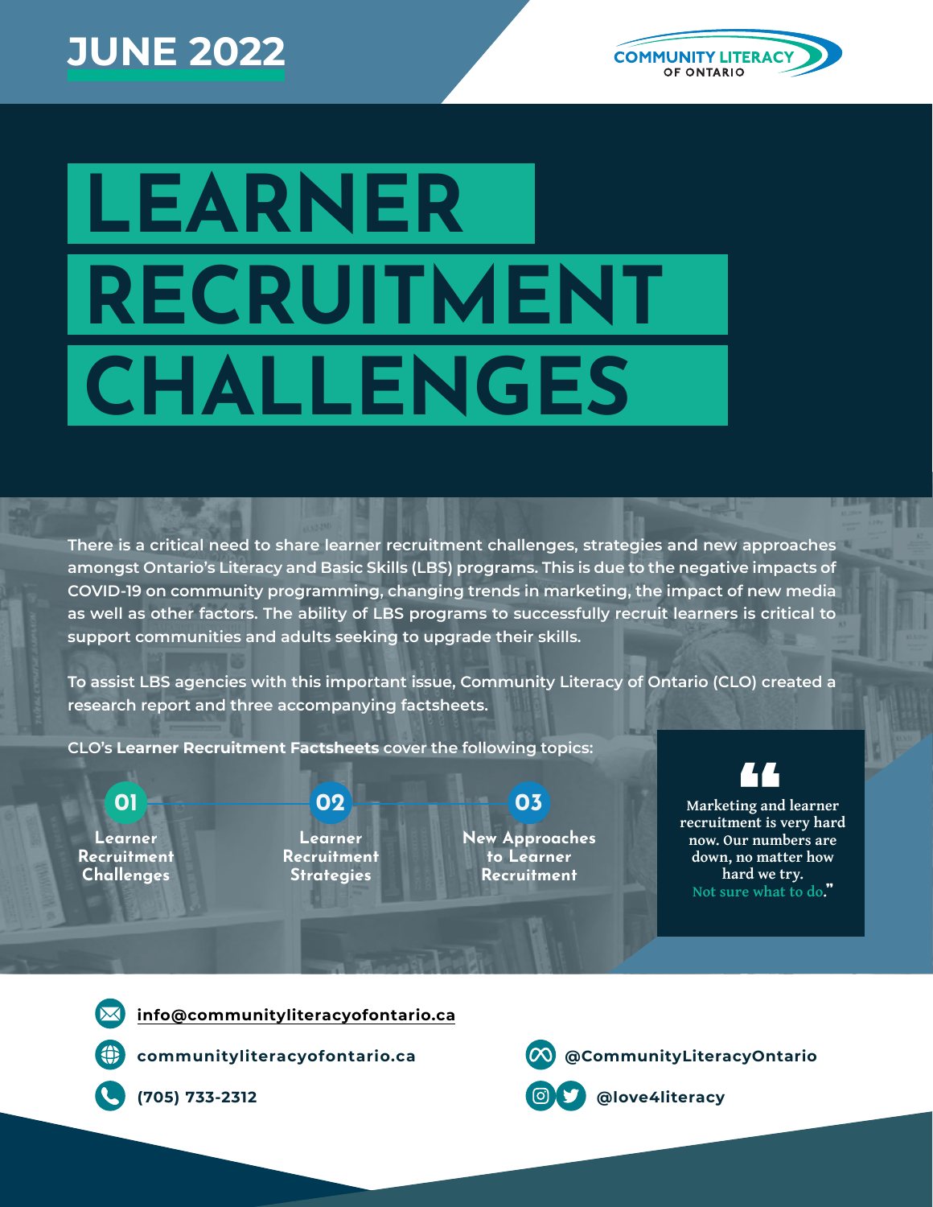JUNE 2022

COMMUNITY LITERACY OF ONTARIO

# LEARNER RECRUITMENT CHALLENGES

There is a critical need to share learner recruitment challenges, strategies and new approaches amongst Ontario's Literacy and Basic Skills (LBS) programs. This is due to the negative impacts of COVID-19 on community programming, changing trends in marketing, the impact of new media as well as other factors. The ability of LBS programs to successfully recruit learners is critical to support communities and adults seeking to upgrade their skills.

To assist LBS agencies with this important issue, Community Literacy of Ontario (CLO) created a research report and three accompanying factsheets.

CLO's **Learner Recruitment Factsheets** cover the following topics:

- **01** Learner Recruitment Challenges
- **02** Learner Recruitment Strategies
- **03** New Approaches to Learner Recruitment

> "Marketing and learner recruitment is very hard now. Our numbers are down, no matter how hard we try. Not sure what to do."

info@communityliteracyofontario.ca

communityliteracyofontario.ca

(705) 733-2312

@CommunityLiteracyOntario

@love4literacy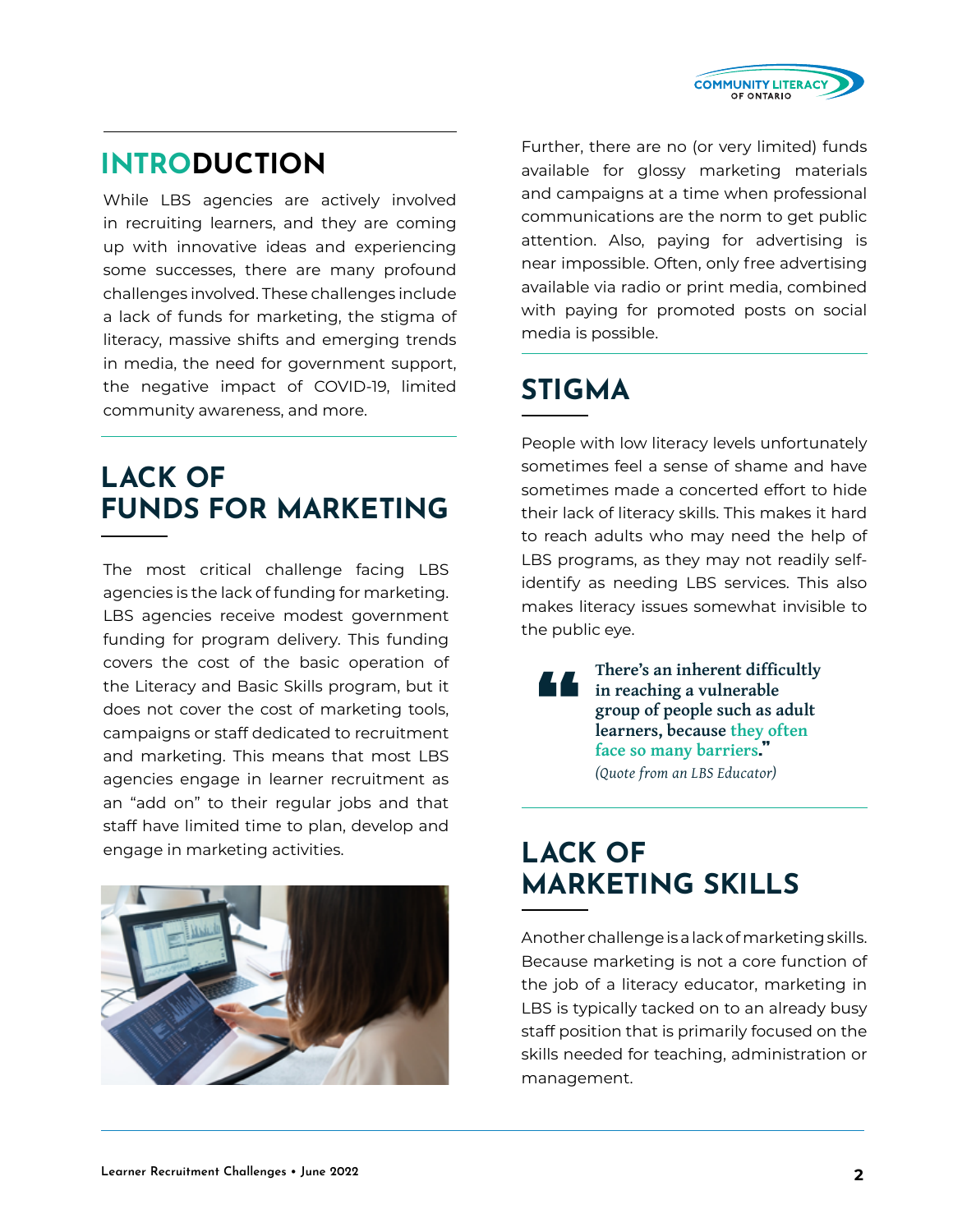## INTRODUCTION

While LBS agencies are actively involved in recruiting learners, and they are coming up with innovative ideas and experiencing some successes, there are many profound challenges involved. These challenges include a lack of funds for marketing, the stigma of literacy, massive shifts and emerging trends in media, the need for government support, the negative impact of COVID-19, limited community awareness, and more.

## LACK OF FUNDS FOR MARKETING

The most critical challenge facing LBS agencies is the lack of funding for marketing. LBS agencies receive modest government funding for program delivery. This funding covers the cost of the basic operation of the Literacy and Basic Skills program, but it does not cover the cost of marketing tools, campaigns or staff dedicated to recruitment and marketing. This means that most LBS agencies engage in learner recruitment as an “add on” to their regular jobs and that staff have limited time to plan, develop and engage in marketing activities.

Further, there are no (or very limited) funds available for glossy marketing materials and campaigns at a time when professional communications are the norm to get public attention. Also, paying for advertising is near impossible. Often, only free advertising available via radio or print media, combined with paying for promoted posts on social media is possible.

## STIGMA

People with low literacy levels unfortunately sometimes feel a sense of shame and have sometimes made a concerted effort to hide their lack of literacy skills. This makes it hard to reach adults who may need the help of LBS programs, as they may not readily self-identify as needing LBS services. This also makes literacy issues somewhat invisible to the public eye.

> **There’s an inherent difficultly in reaching a vulnerable group of people such as adult learners, because they often face so many barriers.”**
>
> *(Quote from an LBS Educator)*

## LACK OF MARKETING SKILLS

Another challenge is a lack of marketing skills. Because marketing is not a core function of the job of a literacy educator, marketing in LBS is typically tacked on to an already busy staff position that is primarily focused on the skills needed for teaching, administration or management.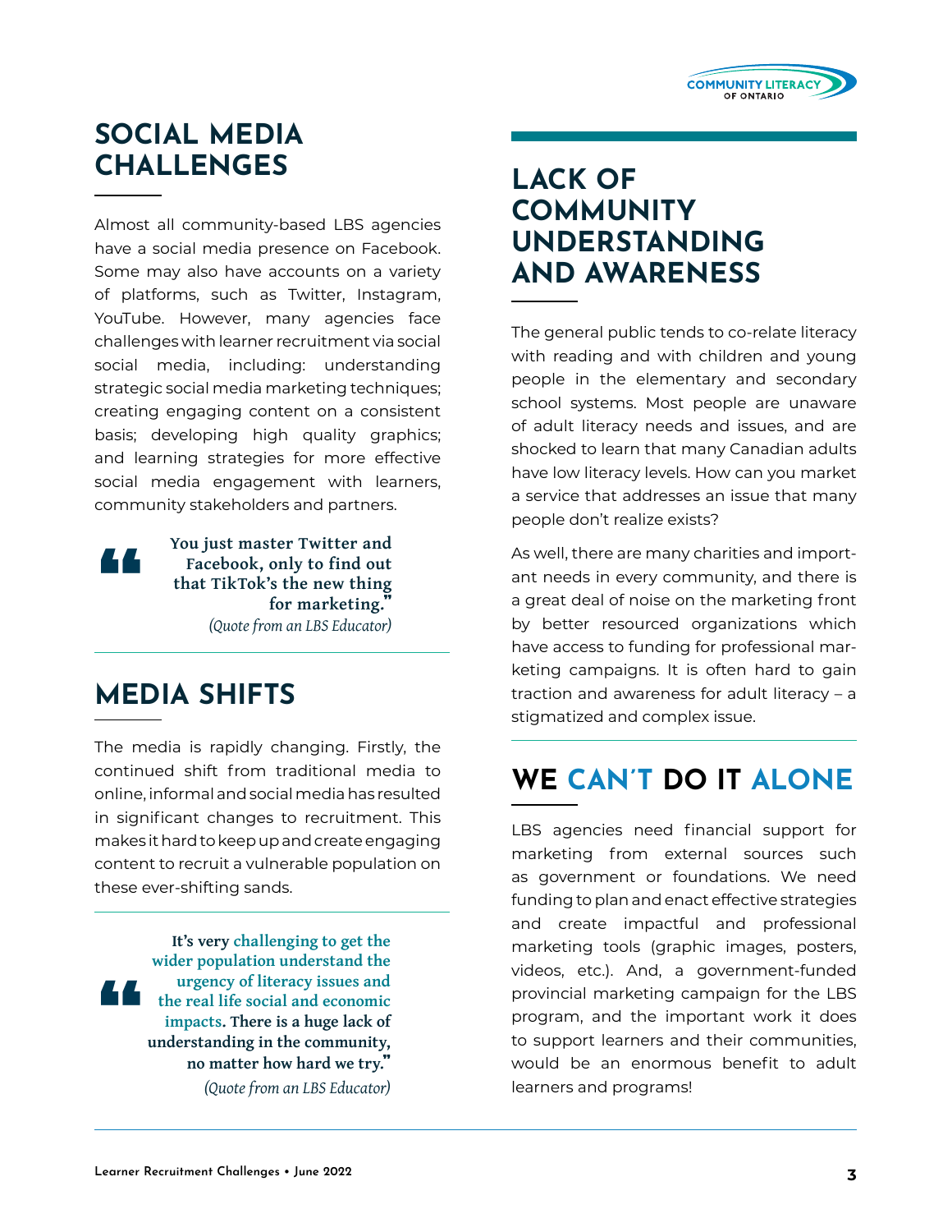## SOCIAL MEDIA CHALLENGES

Almost all community-based LBS agencies have a social media presence on Facebook. Some may also have accounts on a variety of platforms, such as Twitter, Instagram, YouTube. However, many agencies face challenges with learner recruitment via social social media, including: understanding strategic social media marketing techniques; creating engaging content on a consistent basis; developing high quality graphics; and learning strategies for more effective social media engagement with learners, community stakeholders and partners.

> **You just master Twitter and Facebook, only to find out that TikTok's the new thing for marketing."**
> *(Quote from an LBS Educator)*

## MEDIA SHIFTS

The media is rapidly changing. Firstly, the continued shift from traditional media to online, informal and social media has resulted in significant changes to recruitment. This makes it hard to keep up and create engaging content to recruit a vulnerable population on these ever-shifting sands.

> **It's very challenging to get the wider population understand the urgency of literacy issues and the real life social and economic impacts. There is a huge lack of understanding in the community, no matter how hard we try."**
> *(Quote from an LBS Educator)*

## LACK OF COMMUNITY UNDERSTANDING AND AWARENESS

The general public tends to co-relate literacy with reading and with children and young people in the elementary and secondary school systems. Most people are unaware of adult literacy needs and issues, and are shocked to learn that many Canadian adults have low literacy levels. How can you market a service that addresses an issue that many people don't realize exists?

As well, there are many charities and important needs in every community, and there is a great deal of noise on the marketing front by better resourced organizations which have access to funding for professional marketing campaigns. It is often hard to gain traction and awareness for adult literacy – a stigmatized and complex issue.

## WE CAN'T DO IT ALONE

LBS agencies need financial support for marketing from external sources such as government or foundations. We need funding to plan and enact effective strategies and create impactful and professional marketing tools (graphic images, posters, videos, etc.). And, a government-funded provincial marketing campaign for the LBS program, and the important work it does to support learners and their communities, would be an enormous benefit to adult learners and programs!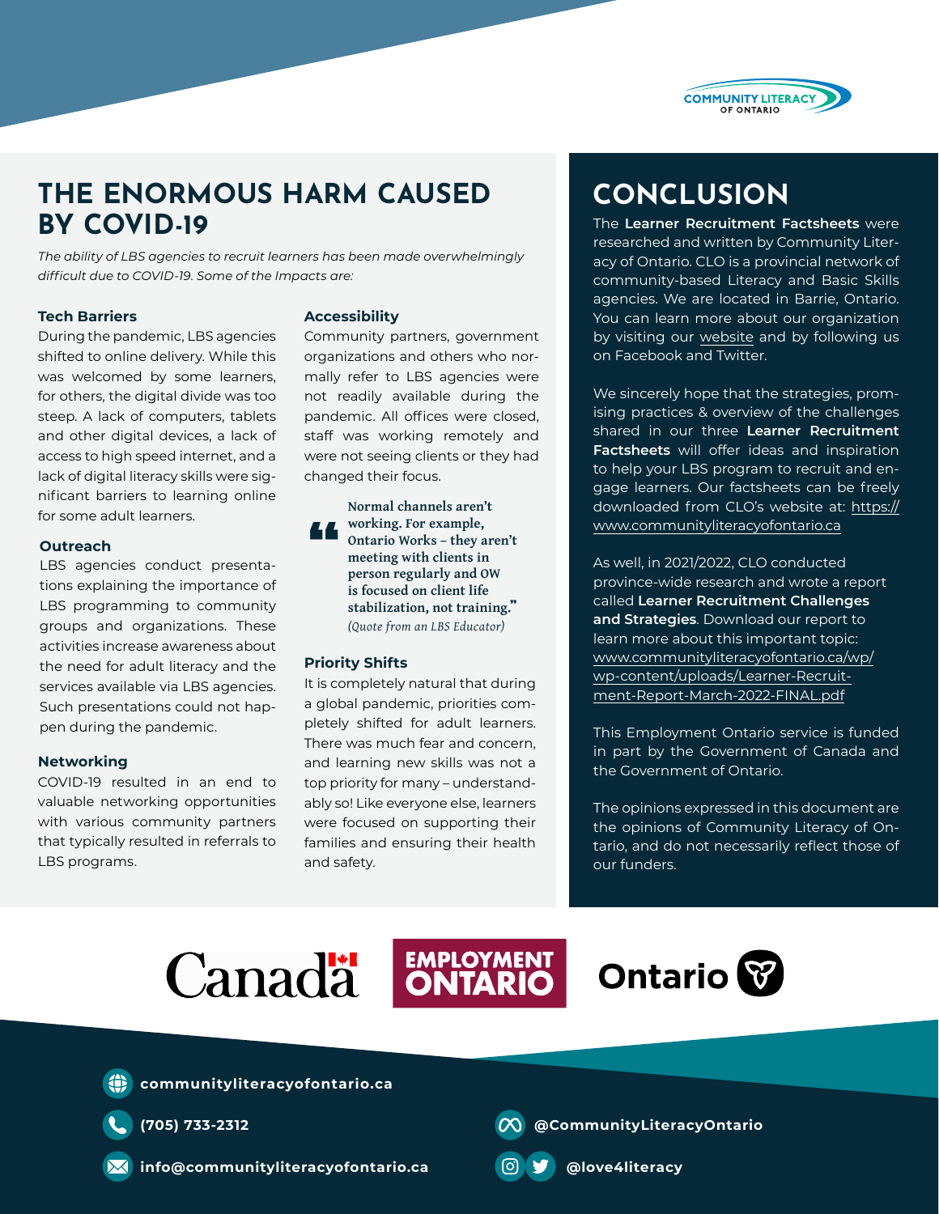# THE ENORMOUS HARM CAUSED BY COVID-19

*The ability of LBS agencies to recruit learners has been made overwhelmingly difficult due to COVID-19. Some of the Impacts are:*

### Tech Barriers

During the pandemic, LBS agencies shifted to online delivery. While this was welcomed by some learners, for others, the digital divide was too steep. A lack of computers, tablets and other digital devices, a lack of access to high speed internet, and a lack of digital literacy skills were significant barriers to learning online for some adult learners.

### Outreach

LBS agencies conduct presentations explaining the importance of LBS programming to community groups and organizations. These activities increase awareness about the need for adult literacy and the services available via LBS agencies. Such presentations could not happen during the pandemic.

### Networking

COVID-19 resulted in an end to valuable networking opportunities with various community partners that typically resulted in referrals to LBS programs.

### Accessibility

Community partners, government organizations and others who normally refer to LBS agencies were not readily available during the pandemic. All offices were closed, staff was working remotely and were not seeing clients or they had changed their focus.

> **Normal channels aren't working. For example, Ontario Works – they aren't meeting with clients in person regularly and OW is focused on client life stabilization, not training."**
>
> *(Quote from an LBS Educator)*

### Priority Shifts

It is completely natural that during a global pandemic, priorities completely shifted for adult learners. There was much fear and concern, and learning new skills was not a top priority for many – understandably so! Like everyone else, learners were focused on supporting their families and ensuring their health and safety.

# CONCLUSION

The **Learner Recruitment Factsheets** were researched and written by Community Literacy of Ontario. CLO is a provincial network of community-based Literacy and Basic Skills agencies. We are located in Barrie, Ontario. You can learn more about our organization by visiting our website and by following us on Facebook and Twitter.

We sincerely hope that the strategies, promising practices & overview of the challenges shared in our three **Learner Recruitment Factsheets** will offer ideas and inspiration to help your LBS program to recruit and engage learners. Our factsheets can be freely downloaded from CLO's website at: https://www.communityliteracyofontario.ca

As well, in 2021/2022, CLO conducted province-wide research and wrote a report called **Learner Recruitment Challenges and Strategies**. Download our report to learn more about this important topic: www.communityliteracyofontario.ca/wp/wp-content/uploads/Learner-Recruitment-Report-March-2022-FINAL.pdf

This Employment Ontario service is funded in part by the Government of Canada and the Government of Ontario.

The opinions expressed in this document are the opinions of Community Literacy of Ontario, and do not necessarily reflect those of our funders.

communityliteracyofontario.ca

(705) 733-2312

info@communityliteracyofontario.ca

@CommunityLiteracyOntario

@love4literacy